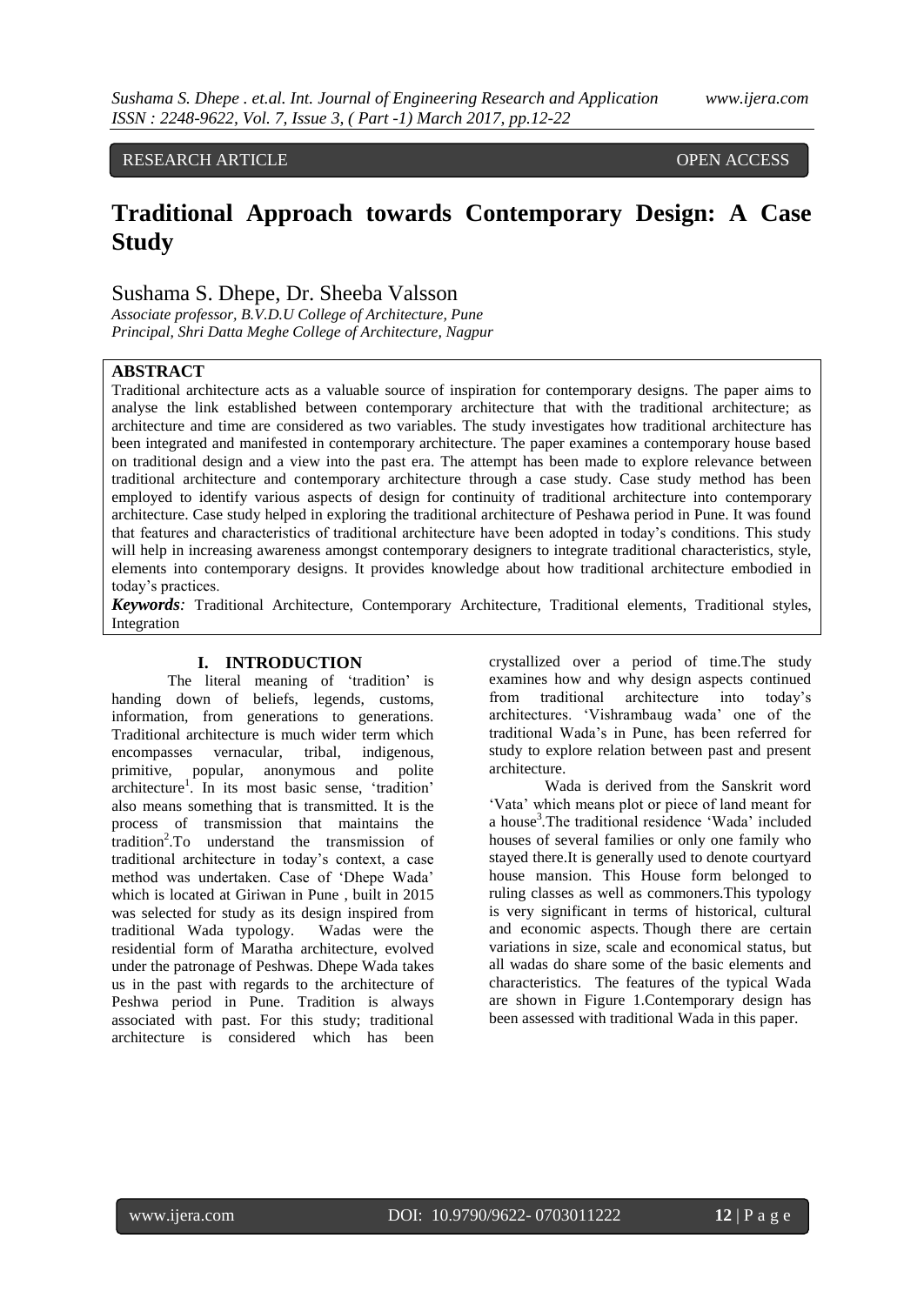RESEARCH ARTICLE OPEN ACCESS

# Traditional Approach towards Contemporary Design: A Case Study

Sushama S. Dhepe, Dr. Sheeba Valsson

*Associate professor, B.V.D.U College of Architecture, Pune*
*Principal, Shri Datta Meghe College of Architecture, Nagpur*

## ABSTRACT

Traditional architecture acts as a valuable source of inspiration for contemporary designs. The paper aims to analyse the link established between contemporary architecture that with the traditional architecture; as architecture and time are considered as two variables. The study investigates how traditional architecture has been integrated and manifested in contemporary architecture. The paper examines a contemporary house based on traditional design and a view into the past era. The attempt has been made to explore relevance between traditional architecture and contemporary architecture through a case study. Case study method has been employed to identify various aspects of design for continuity of traditional architecture into contemporary architecture. Case study helped in exploring the traditional architecture of Peshawa period in Pune. It was found that features and characteristics of traditional architecture have been adopted in today's conditions. This study will help in increasing awareness amongst contemporary designers to integrate traditional characteristics, style, elements into contemporary designs. It provides knowledge about how traditional architecture embodied in today's practices.

***Keywords:*** Traditional Architecture, Contemporary Architecture, Traditional elements, Traditional styles, Integration

## I. INTRODUCTION

The literal meaning of 'tradition' is handing down of beliefs, legends, customs, information, from generations to generations. Traditional architecture is much wider term which encompasses vernacular, tribal, indigenous, primitive, popular, anonymous and polite architecture[1]. In its most basic sense, 'tradition' also means something that is transmitted. It is the process of transmission that maintains the tradition[2].To understand the transmission of traditional architecture in today's context, a case method was undertaken. Case of 'Dhepe Wada' which is located at Giriwan in Pune , built in 2015 was selected for study as its design inspired from traditional Wada typology. Wadas were the residential form of Maratha architecture, evolved under the patronage of Peshwas. Dhepe Wada takes us in the past with regards to the architecture of Peshwa period in Pune. Tradition is always associated with past. For this study; traditional architecture is considered which has been crystallized over a period of time.The study examines how and why design aspects continued from traditional architecture into today's architectures. 'Vishrambaug wada' one of the traditional Wada's in Pune, has been referred for study to explore relation between past and present architecture.

Wada is derived from the Sanskrit word 'Vata' which means plot or piece of land meant for a house[3].The traditional residence 'Wada' included houses of several families or only one family who stayed there.It is generally used to denote courtyard house mansion. This House form belonged to ruling classes as well as commoners.This typology is very significant in terms of historical, cultural and economic aspects. Though there are certain variations in size, scale and economical status, but all wadas do share some of the basic elements and characteristics. The features of the typical Wada are shown in Figure 1.Contemporary design has been assessed with traditional Wada in this paper.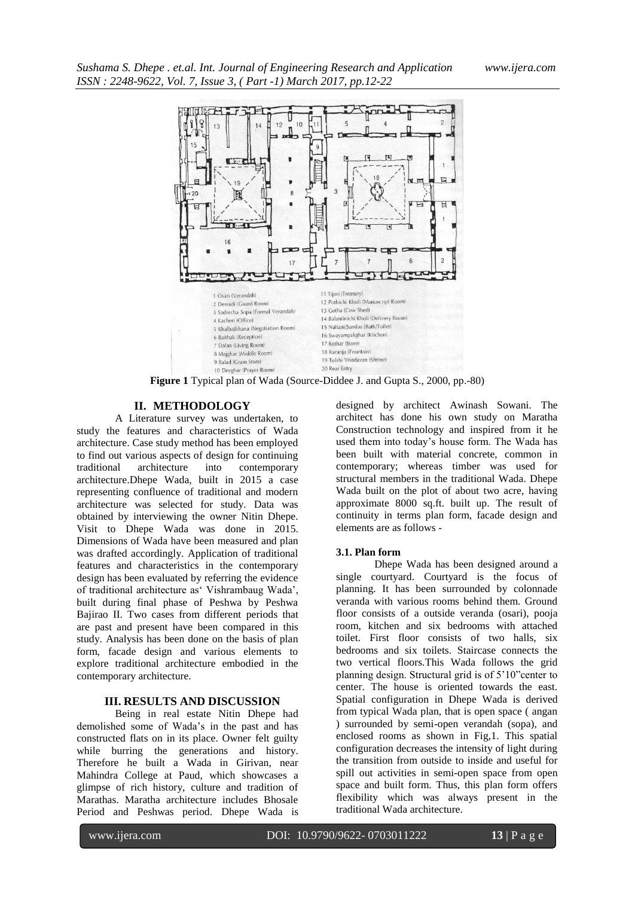1 Osari (Verandah)
2 Dewadi (Guard Room)
3 Sadrecha Sopa (Formal Verandah)
4 Kacheri (Office)
5 Khalbatkhana (Negotiation Room)
6 Baithak (Reception)
7 Dalan (Living Room)
8 Majghar (Middle Room)
9 Balad (Grain Store)
10 Devghar (Prayer Room)
11 Tijori (Treasury)
12 Pothichi Kholi (Manuscript Room)
13 Gotha (Cow Shed)
14 Balantinichi Kholi (Delivery Room)
15 Nahani/Sandas (Bath/Toilet)
16 Swayampakghar (Kitchen)
17 Kothar (Store)
18 Karanja (Fountain)
19 Tulshi Vrindavan (Shrine)
20 Rear Entry

**Figure 1** Typical plan of Wada (Source-Diddee J. and Gupta S., 2000, pp.-80)

## II. METHODOLOGY

A Literature survey was undertaken, to study the features and characteristics of Wada architecture. Case study method has been employed to find out various aspects of design for continuing traditional architecture into contemporary architecture.Dhepe Wada, built in 2015 a case representing confluence of traditional and modern architecture was selected for study. Data was obtained by interviewing the owner Nitin Dhepe. Visit to Dhepe Wada was done in 2015. Dimensions of Wada have been measured and plan was drafted accordingly. Application of traditional features and characteristics in the contemporary design has been evaluated by referring the evidence of traditional architecture as' Vishrambaug Wada', built during final phase of Peshwa by Peshwa Bajirao II. Two cases from different periods that are past and present have been compared in this study. Analysis has been done on the basis of plan form, facade design and various elements to explore traditional architecture embodied in the contemporary architecture.

## III. RESULTS AND DISCUSSION

Being in real estate Nitin Dhepe had demolished some of Wada's in the past and has constructed flats on in its place. Owner felt guilty while burring the generations and history. Therefore he built a Wada in Girivan, near Mahindra College at Paud, which showcases a glimpse of rich history, culture and tradition of Marathas. Maratha architecture includes Bhosale Period and Peshwas period. Dhepe Wada is designed by architect Awinash Sowani. The architect has done his own study on Maratha Construction technology and inspired from it he used them into today's house form. The Wada has been built with material concrete, common in contemporary; whereas timber was used for structural members in the traditional Wada. Dhepe Wada built on the plot of about two acre, having approximate 8000 sq.ft. built up. The result of continuity in terms plan form, facade design and elements are as follows -

### 3.1. Plan form

Dhepe Wada has been designed around a single courtyard. Courtyard is the focus of planning. It has been surrounded by colonnade veranda with various rooms behind them. Ground floor consists of a outside veranda (osari), pooja room, kitchen and six bedrooms with attached toilet. First floor consists of two halls, six bedrooms and six toilets. Staircase connects the two vertical floors.This Wada follows the grid planning design. Structural grid is of 5'10"center to center. The house is oriented towards the east. Spatial configuration in Dhepe Wada is derived from typical Wada plan, that is open space ( angan ) surrounded by semi-open verandah (sopa), and enclosed rooms as shown in Fig,1. This spatial configuration decreases the intensity of light during the transition from outside to inside and useful for spill out activities in semi-open space from open space and built form. Thus, this plan form offers flexibility which was always present in the traditional Wada architecture.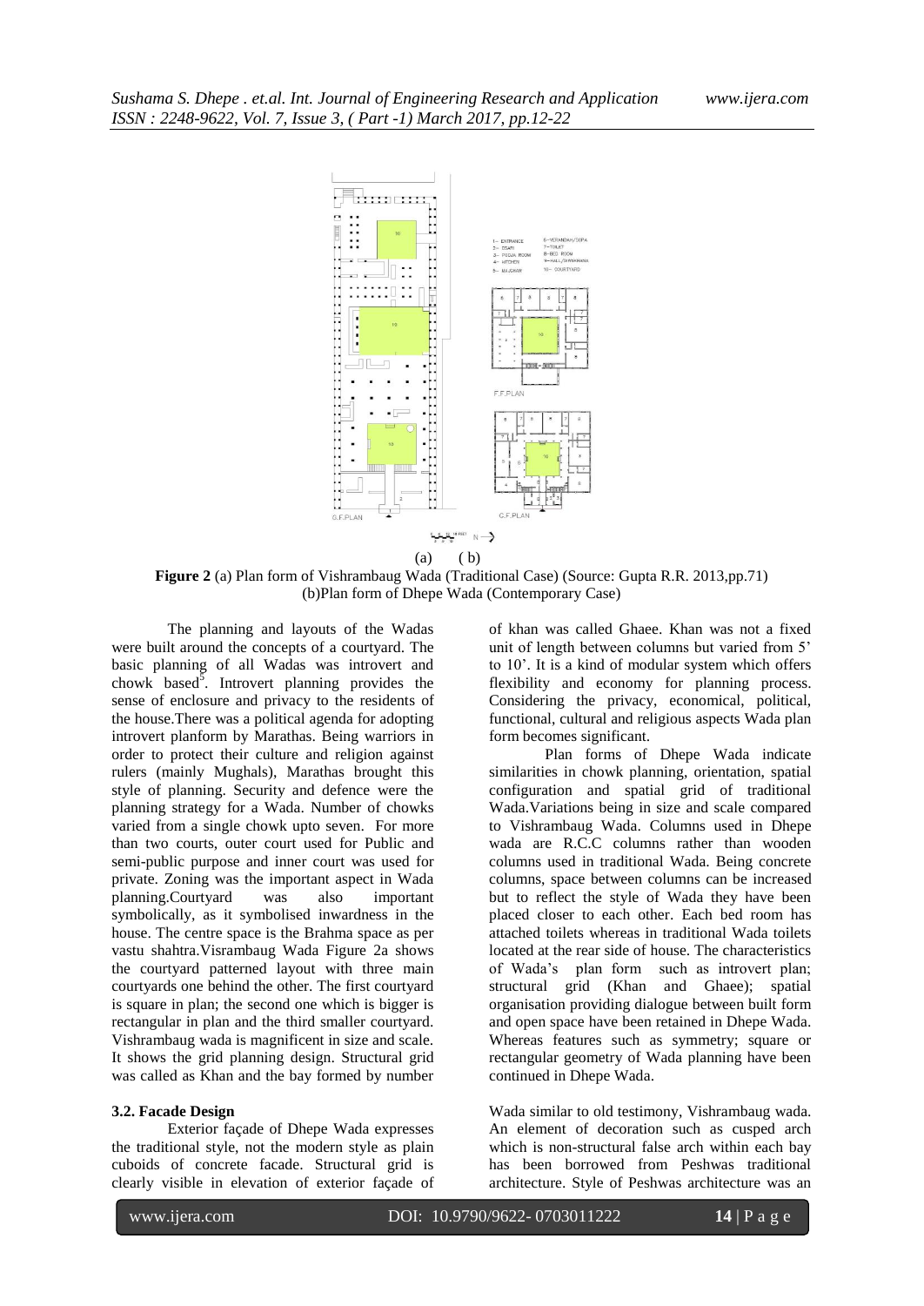(a) (b)

**Figure 2** (a) Plan form of Vishrambaug Wada (Traditional Case) (Source: Gupta R.R. 2013,pp.71) (b)Plan form of Dhepe Wada (Contemporary Case)

The planning and layouts of the Wadas were built around the concepts of a courtyard. The basic planning of all Wadas was introvert and chowk based[5]. Introvert planning provides the sense of enclosure and privacy to the residents of the house.There was a political agenda for adopting introvert planform by Marathas. Being warriors in order to protect their culture and religion against rulers (mainly Mughals), Marathas brought this style of planning. Security and defence were the planning strategy for a Wada. Number of chowks varied from a single chowk upto seven. For more than two courts, outer court used for Public and semi-public purpose and inner court was used for private. Zoning was the important aspect in Wada planning.Courtyard was also important symbolically, as it symbolised inwardness in the house. The centre space is the Brahma space as per vastu shahtra.Visrambaug Wada Figure 2a shows the courtyard patterned layout with three main courtyards one behind the other. The first courtyard is square in plan; the second one which is bigger is rectangular in plan and the third smaller courtyard. Vishrambaug wada is magnificent in size and scale. It shows the grid planning design. Structural grid was called as Khan and the bay formed by number of khan was called Ghaee. Khan was not a fixed unit of length between columns but varied from 5' to 10'. It is a kind of modular system which offers flexibility and economy for planning process. Considering the privacy, economical, political, functional, cultural and religious aspects Wada plan form becomes significant.

Plan forms of Dhepe Wada indicate similarities in chowk planning, orientation, spatial configuration and spatial grid of traditional Wada.Variations being in size and scale compared to Vishrambaug Wada. Columns used in Dhepe wada are R.C.C columns rather than wooden columns used in traditional Wada. Being concrete columns, space between columns can be increased but to reflect the style of Wada they have been placed closer to each other. Each bed room has attached toilets whereas in traditional Wada toilets located at the rear side of house. The characteristics of Wada's plan form such as introvert plan; structural grid (Khan and Ghaee); spatial organisation providing dialogue between built form and open space have been retained in Dhepe Wada. Whereas features such as symmetry; square or rectangular geometry of Wada planning have been continued in Dhepe Wada.

### 3.2. Facade Design

Exterior façade of Dhepe Wada expresses the traditional style, not the modern style as plain cuboids of concrete facade. Structural grid is clearly visible in elevation of exterior façade of Wada similar to old testimony, Vishrambaug wada. An element of decoration such as cusped arch which is non-structural false arch within each bay has been borrowed from Peshwas traditional architecture. Style of Peshwas architecture was an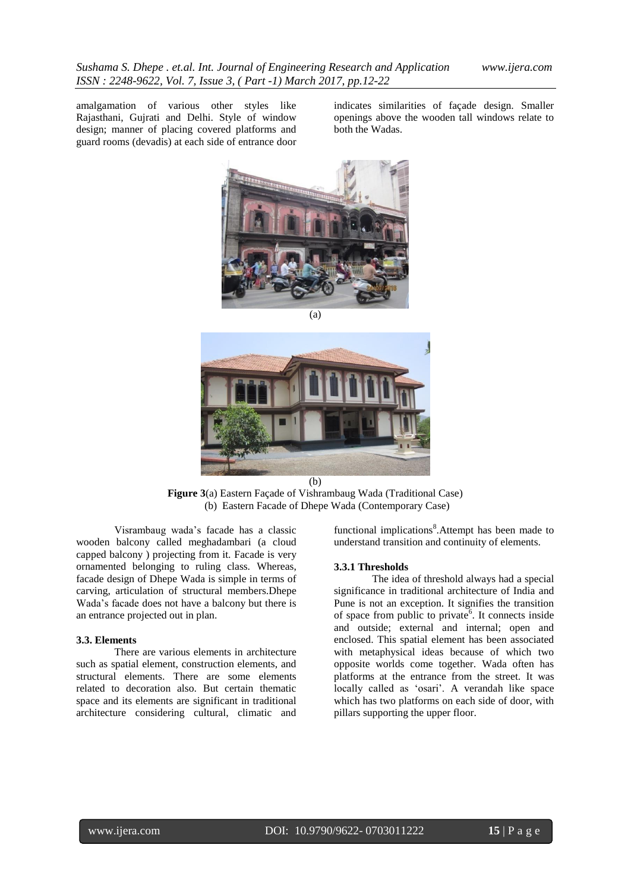amalgamation of various other styles like Rajasthani, Gujrati and Delhi. Style of window design; manner of placing covered platforms and guard rooms (devadis) at each side of entrance door indicates similarities of façade design. Smaller openings above the wooden tall windows relate to both the Wadas.

(a)

(b)

**Figure 3**(a) Eastern Façade of Vishrambaug Wada (Traditional Case)
(b) Eastern Facade of Dhepe Wada (Contemporary Case)

Visrambaug wada's facade has a classic wooden balcony called meghadambari (a cloud capped balcony ) projecting from it. Facade is very ornamented belonging to ruling class. Whereas, facade design of Dhepe Wada is simple in terms of carving, articulation of structural members.Dhepe Wada's facade does not have a balcony but there is an entrance projected out in plan.

### 3.3. Elements

There are various elements in architecture such as spatial element, construction elements, and structural elements. There are some elements related to decoration also. But certain thematic space and its elements are significant in traditional architecture considering cultural, climatic and functional implications[8].Attempt has been made to understand transition and continuity of elements.

#### 3.3.1 Thresholds

The idea of threshold always had a special significance in traditional architecture of India and Pune is not an exception. It signifies the transition of space from public to private[6]. It connects inside and outside; external and internal; open and enclosed. This spatial element has been associated with metaphysical ideas because of which two opposite worlds come together. Wada often has platforms at the entrance from the street. It was locally called as 'osari'. A verandah like space which has two platforms on each side of door, with pillars supporting the upper floor.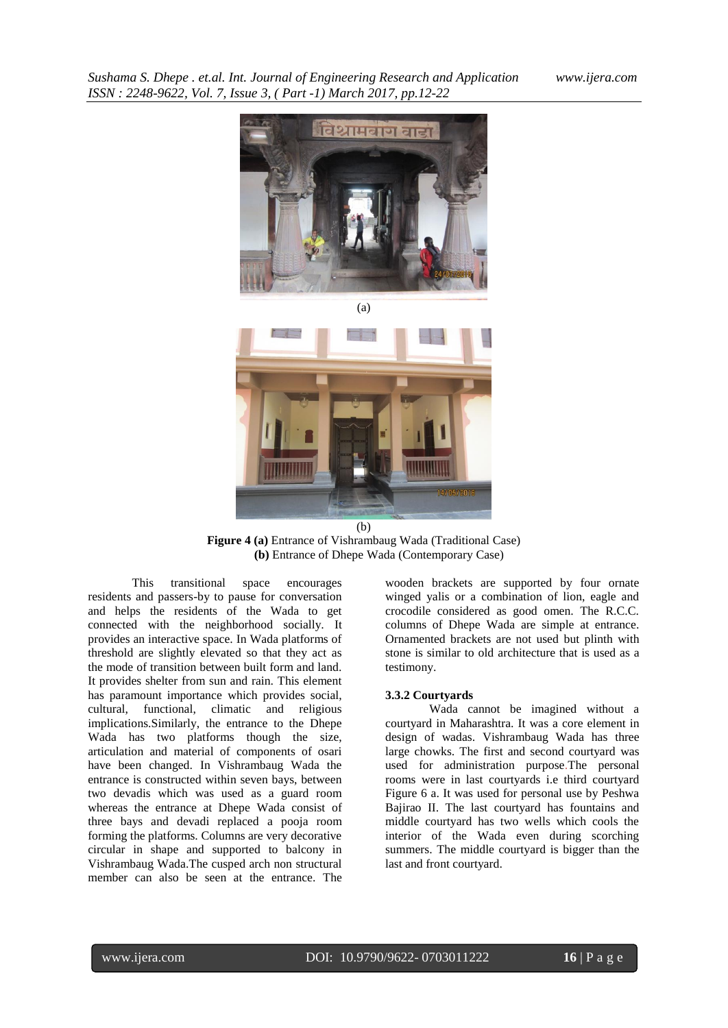(a)

(b)

**Figure 4 (a)** Entrance of Vishrambaug Wada (Traditional Case)
**(b)** Entrance of Dhepe Wada (Contemporary Case)

This transitional space encourages residents and passers-by to pause for conversation and helps the residents of the Wada to get connected with the neighborhood socially. It provides an interactive space. In Wada platforms of threshold are slightly elevated so that they act as the mode of transition between built form and land. It provides shelter from sun and rain. This element has paramount importance which provides social, cultural, functional, climatic and religious implications.Similarly, the entrance to the Dhepe Wada has two platforms though the size, articulation and material of components of osari have been changed. In Vishrambaug Wada the entrance is constructed within seven bays, between two devadis which was used as a guard room whereas the entrance at Dhepe Wada consist of three bays and devadi replaced a pooja room forming the platforms. Columns are very decorative circular in shape and supported to balcony in Vishrambaug Wada.The cusped arch non structural member can also be seen at the entrance. The wooden brackets are supported by four ornate winged yalis or a combination of lion, eagle and crocodile considered as good omen. The R.C.C. columns of Dhepe Wada are simple at entrance. Ornamented brackets are not used but plinth with stone is similar to old architecture that is used as a testimony.

### 3.3.2 Courtyards

Wada cannot be imagined without a courtyard in Maharashtra. It was a core element in design of wadas. Vishrambaug Wada has three large chowks. The first and second courtyard was used for administration purpose.The personal rooms were in last courtyards i.e third courtyard Figure 6 a. It was used for personal use by Peshwa Bajirao II. The last courtyard has fountains and middle courtyard has two wells which cools the interior of the Wada even during scorching summers. The middle courtyard is bigger than the last and front courtyard.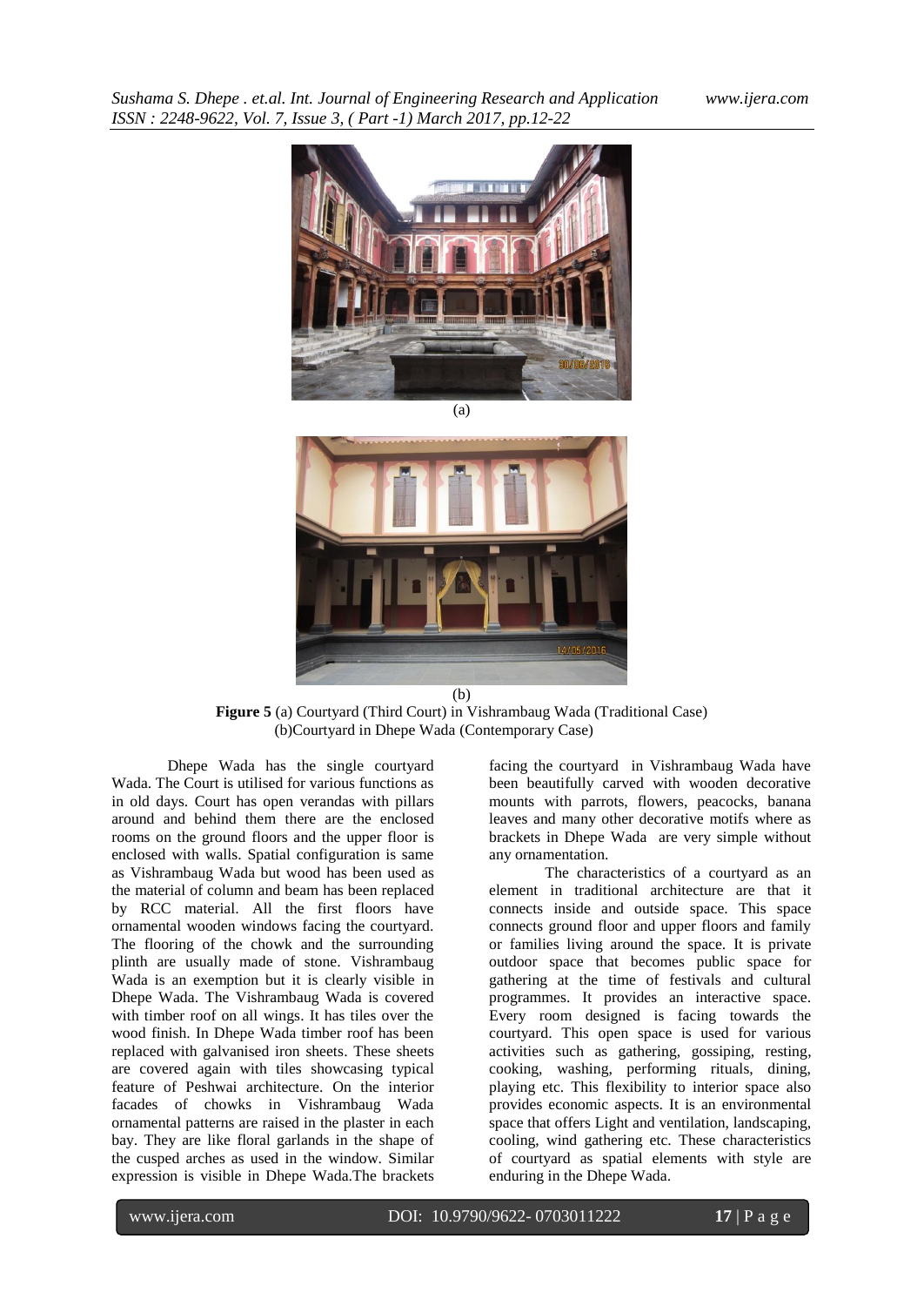(a)

(b)

**Figure 5** (a) Courtyard (Third Court) in Vishrambaug Wada (Traditional Case)
(b)Courtyard in Dhepe Wada (Contemporary Case)

Dhepe Wada has the single courtyard Wada. The Court is utilised for various functions as in old days. Court has open verandas with pillars around and behind them there are the enclosed rooms on the ground floors and the upper floor is enclosed with walls. Spatial configuration is same as Vishrambaug Wada but wood has been used as the material of column and beam has been replaced by RCC material. All the first floors have ornamental wooden windows facing the courtyard. The flooring of the chowk and the surrounding plinth are usually made of stone. Vishrambaug Wada is an exemption but it is clearly visible in Dhepe Wada. The Vishrambaug Wada is covered with timber roof on all wings. It has tiles over the wood finish. In Dhepe Wada timber roof has been replaced with galvanised iron sheets. These sheets are covered again with tiles showcasing typical feature of Peshwai architecture. On the interior facades of chowks in Vishrambaug Wada ornamental patterns are raised in the plaster in each bay. They are like floral garlands in the shape of the cusped arches as used in the window. Similar expression is visible in Dhepe Wada.The brackets facing the courtyard in Vishrambaug Wada have been beautifully carved with wooden decorative mounts with parrots, flowers, peacocks, banana leaves and many other decorative motifs where as brackets in Dhepe Wada are very simple without any ornamentation.

The characteristics of a courtyard as an element in traditional architecture are that it connects inside and outside space. This space connects ground floor and upper floors and family or families living around the space. It is private outdoor space that becomes public space for gathering at the time of festivals and cultural programmes. It provides an interactive space. Every room designed is facing towards the courtyard. This open space is used for various activities such as gathering, gossiping, resting, cooking, washing, performing rituals, dining, playing etc. This flexibility to interior space also provides economic aspects. It is an environmental space that offers Light and ventilation, landscaping, cooling, wind gathering etc. These characteristics of courtyard as spatial elements with style are enduring in the Dhepe Wada.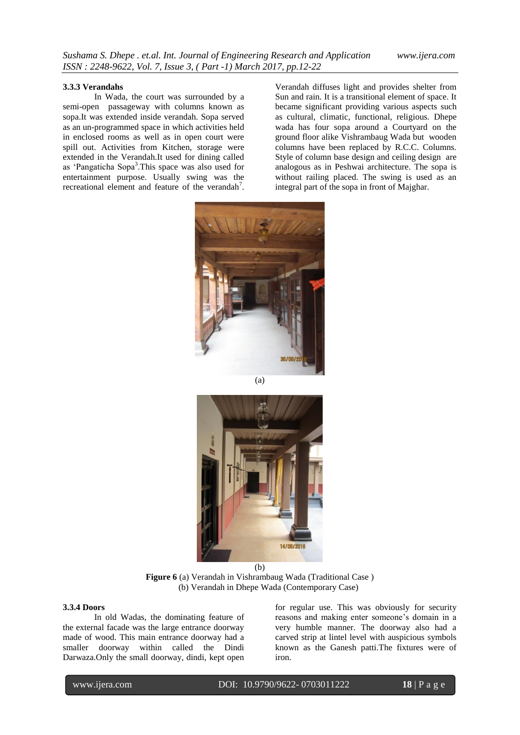### 3.3.3 Verandahs

In Wada, the court was surrounded by a semi-open passageway with columns known as sopa.It was extended inside verandah. Sopa served as an un-programmed space in which activities held in enclosed rooms as well as in open court were spill out. Activities from Kitchen, storage were extended in the Verandah.It used for dining called as 'Pangaticha Sopa[3].This space was also used for entertainment purpose. Usually swing was the recreational element and feature of the verandah[7]. Verandah diffuses light and provides shelter from Sun and rain. It is a transitional element of space. It became significant providing various aspects such as cultural, climatic, functional, religious. Dhepe wada has four sopa around a Courtyard on the ground floor alike Vishrambaug Wada but wooden columns have been replaced by R.C.C. Columns. Style of column base design and ceiling design are analogous as in Peshwai architecture. The sopa is without railing placed. The swing is used as an integral part of the sopa in front of Majghar.

(a)

(b)

**Figure 6** (a) Verandah in Vishrambaug Wada (Traditional Case )
(b) Verandah in Dhepe Wada (Contemporary Case)

### 3.3.4 Doors

In old Wadas, the dominating feature of the external facade was the large entrance doorway made of wood. This main entrance doorway had a smaller doorway within called the Dindi Darwaza.Only the small doorway, dindi, kept open for regular use. This was obviously for security reasons and making enter someone's domain in a very humble manner. The doorway also had a carved strip at lintel level with auspicious symbols known as the Ganesh patti.The fixtures were of iron.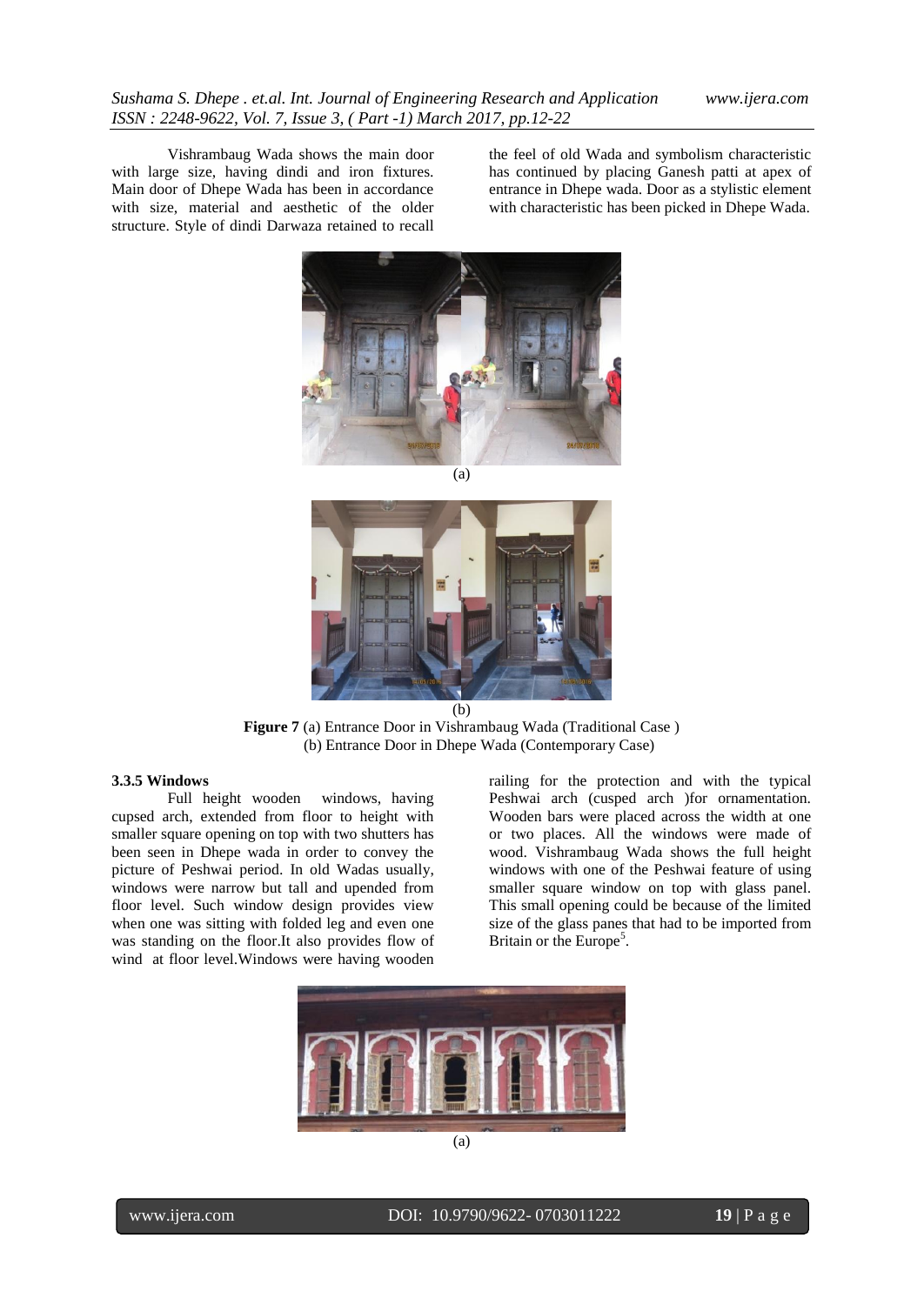Vishrambaug Wada shows the main door with large size, having dindi and iron fixtures. Main door of Dhepe Wada has been in accordance with size, material and aesthetic of the older structure. Style of dindi Darwaza retained to recall the feel of old Wada and symbolism characteristic has continued by placing Ganesh patti at apex of entrance in Dhepe wada. Door as a stylistic element with characteristic has been picked in Dhepe Wada.

(a)

(b)

**Figure 7** (a) Entrance Door in Vishrambaug Wada (Traditional Case ) (b) Entrance Door in Dhepe Wada (Contemporary Case)

**3.3.5 Windows**

Full height wooden windows, having cupsed arch, extended from floor to height with smaller square opening on top with two shutters has been seen in Dhepe wada in order to convey the picture of Peshwai period. In old Wadas usually, windows were narrow but tall and upended from floor level. Such window design provides view when one was sitting with folded leg and even one was standing on the floor.It also provides flow of wind at floor level.Windows were having wooden railing for the protection and with the typical Peshwai arch (cusped arch )for ornamentation. Wooden bars were placed across the width at one or two places. All the windows were made of wood. Vishrambaug Wada shows the full height windows with one of the Peshwai feature of using smaller square window on top with glass panel. This small opening could be because of the limited size of the glass panes that had to be imported from Britain or the Europe[5].

(a)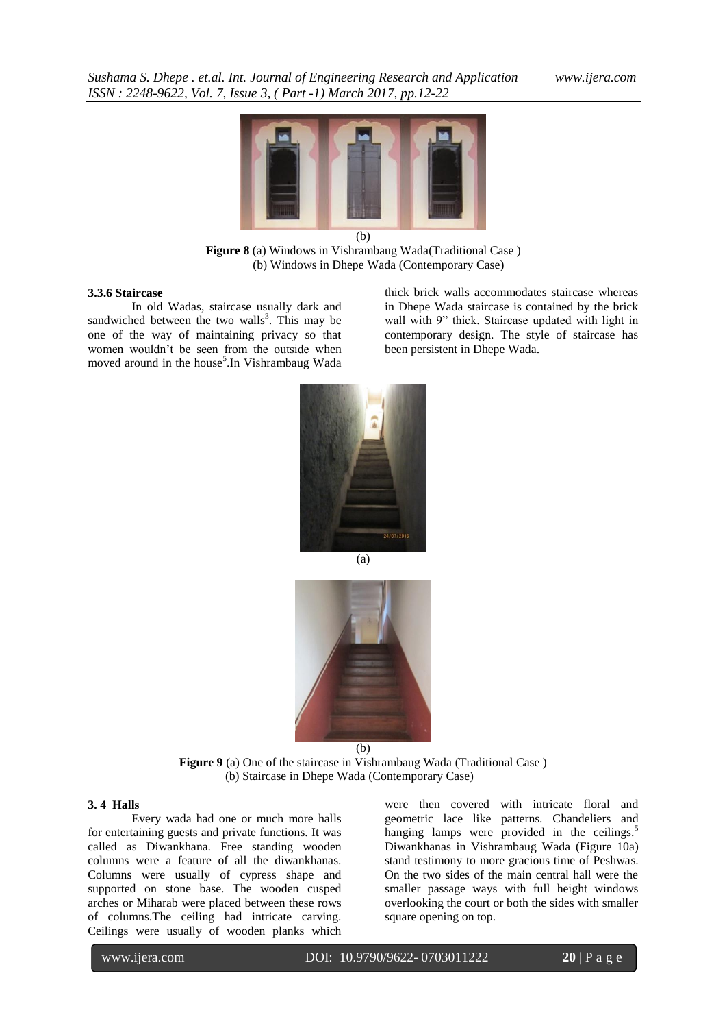(b)

**Figure 8** (a) Windows in Vishrambaug Wada(Traditional Case )
(b) Windows in Dhepe Wada (Contemporary Case)

### 3.3.6 Staircase

In old Wadas, staircase usually dark and sandwiched between the two walls[3]. This may be one of the way of maintaining privacy so that women wouldn't be seen from the outside when moved around in the house[5].In Vishrambaug Wada thick brick walls accommodates staircase whereas in Dhepe Wada staircase is contained by the brick wall with 9" thick. Staircase updated with light in contemporary design. The style of staircase has been persistent in Dhepe Wada.

(a)

(b)

**Figure 9** (a) One of the staircase in Vishrambaug Wada (Traditional Case )
(b) Staircase in Dhepe Wada (Contemporary Case)

## 3. 4 Halls

Every wada had one or much more halls for entertaining guests and private functions. It was called as Diwankhana. Free standing wooden columns were a feature of all the diwankhanas. Columns were usually of cypress shape and supported on stone base. The wooden cusped arches or Miharab were placed between these rows of columns.The ceiling had intricate carving. Ceilings were usually of wooden planks which were then covered with intricate floral and geometric lace like patterns. Chandeliers and hanging lamps were provided in the ceilings.[5] Diwankhanas in Vishrambaug Wada (Figure 10a) stand testimony to more gracious time of Peshwas. On the two sides of the main central hall were the smaller passage ways with full height windows overlooking the court or both the sides with smaller square opening on top.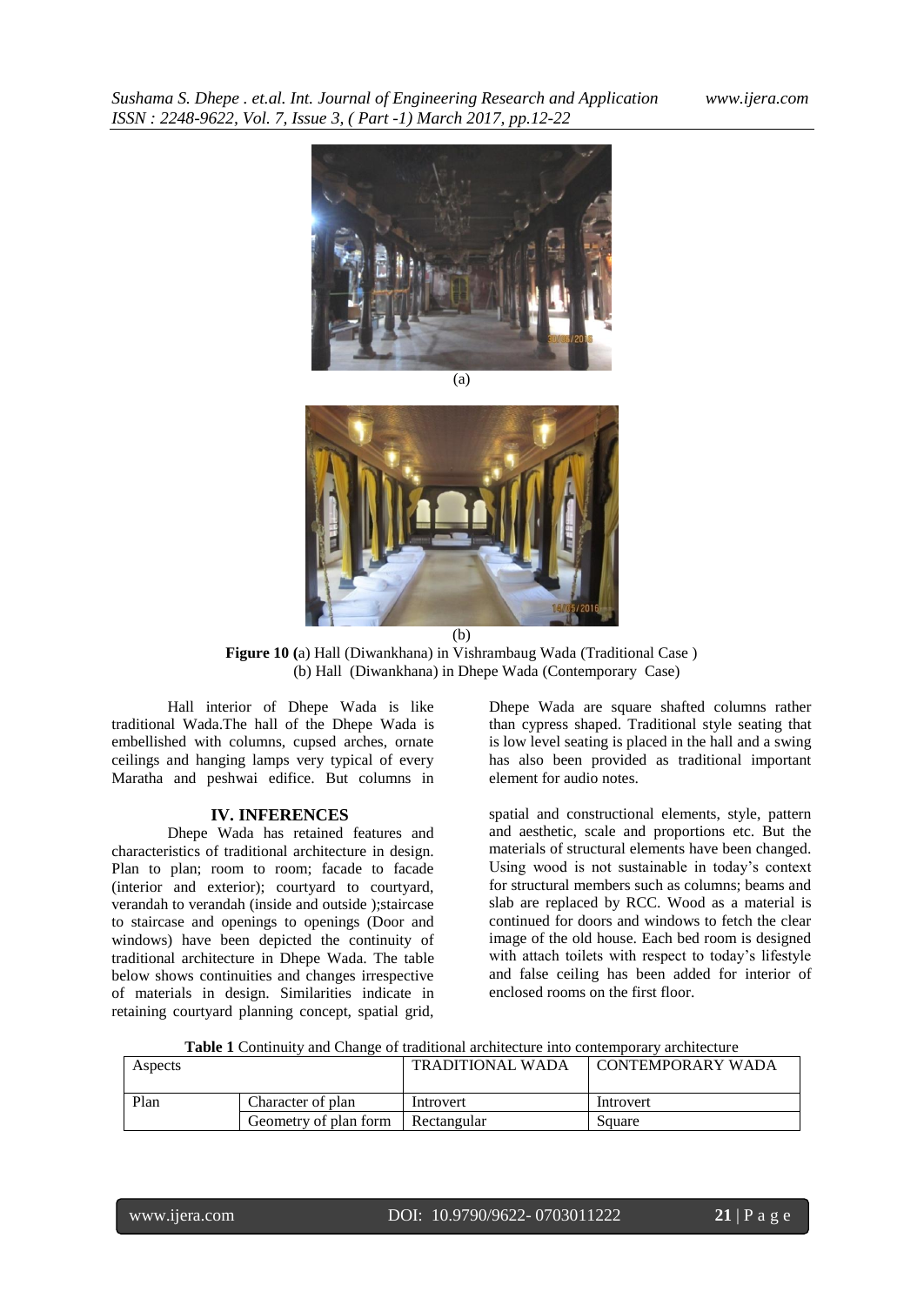(a)

(b)

**Figure 10 (**a) Hall (Diwankhana) in Vishrambaug Wada (Traditional Case ) (b) Hall (Diwankhana) in Dhepe Wada (Contemporary Case)

Hall interior of Dhepe Wada is like traditional Wada.The hall of the Dhepe Wada is embellished with columns, cupsed arches, ornate ceilings and hanging lamps very typical of every Maratha and peshwai edifice. But columns in Dhepe Wada are square shafted columns rather than cypress shaped. Traditional style seating that is low level seating is placed in the hall and a swing has also been provided as traditional important element for audio notes.

## IV. INFERENCES

Dhepe Wada has retained features and characteristics of traditional architecture in design. Plan to plan; room to room; facade to facade (interior and exterior); courtyard to courtyard, verandah to verandah (inside and outside );staircase to staircase and openings to openings (Door and windows) have been depicted the continuity of traditional architecture in Dhepe Wada. The table below shows continuities and changes irrespective of materials in design. Similarities indicate in retaining courtyard planning concept, spatial grid, spatial and constructional elements, style, pattern and aesthetic, scale and proportions etc. But the materials of structural elements have been changed. Using wood is not sustainable in today's context for structural members such as columns; beams and slab are replaced by RCC. Wood as a material is continued for doors and windows to fetch the clear image of the old house. Each bed room is designed with attach toilets with respect to today's lifestyle and false ceiling has been added for interior of enclosed rooms on the first floor.

**Table 1** Continuity and Change of traditional architecture into contemporary architecture

| Aspects | | TRADITIONAL WADA | CONTEMPORARY WADA |
|---|---|---|---|
| Plan | Character of plan | Introvert | Introvert |
| | Geometry of plan form | Rectangular | Square |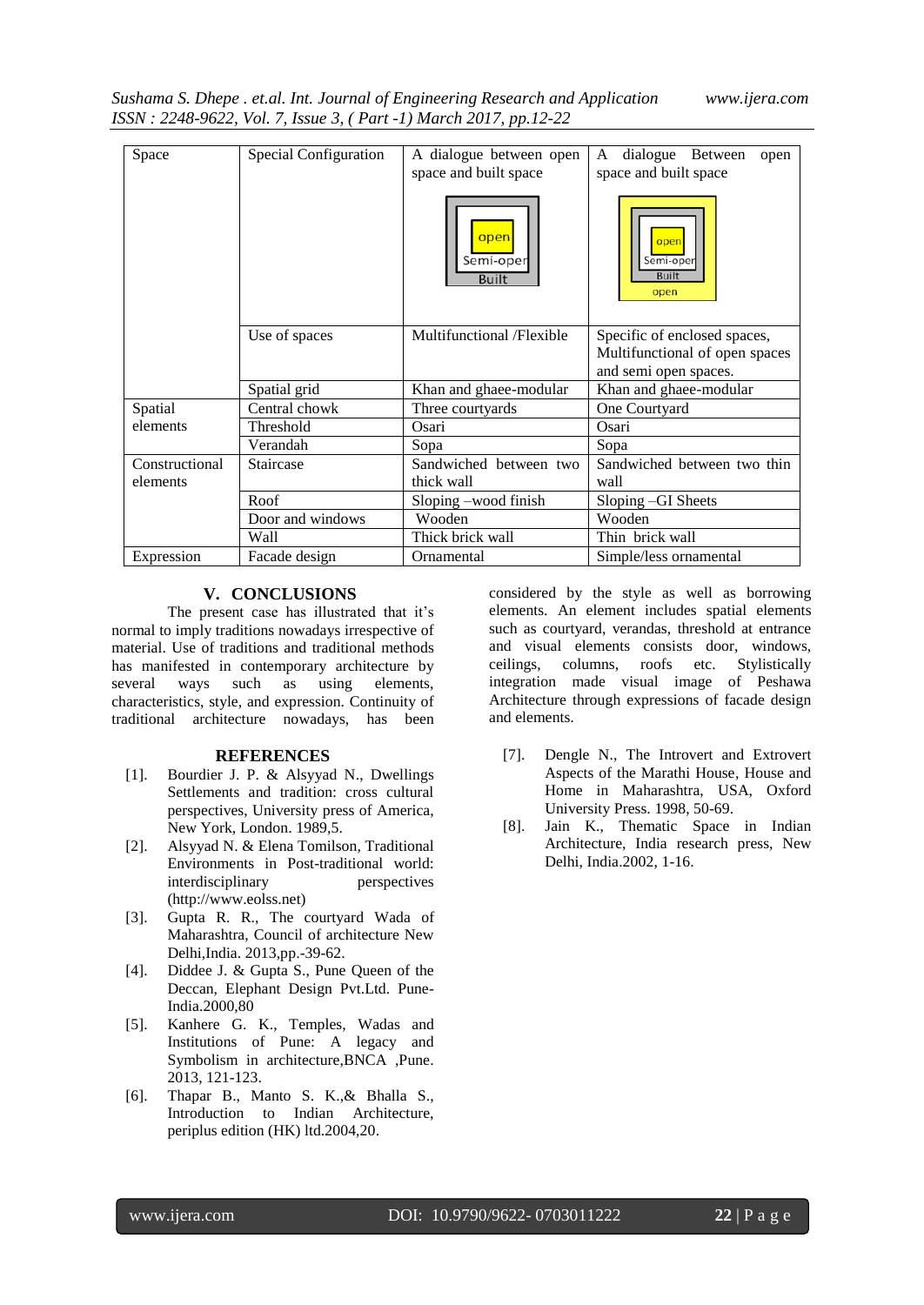| | | | |
|---|---|---|---|
| Space | Special Configuration | A dialogue between open space and built space<br>open<br>Semi-oper<br>Built | A dialogue Between open space and built space<br>open<br>Semi-oper<br>Built<br>open |
| | Use of spaces | Multifunctional /Flexible | Specific of enclosed spaces, Multifunctional of open spaces and semi open spaces. |
| | Spatial grid | Khan and ghaee-modular | Khan and ghaee-modular |
| Spatial elements | Central chowk | Three courtyards | One Courtyard |
| | Threshold | Osari | Osari |
| | Verandah | Sopa | Sopa |
| Constructional elements | Staircase | Sandwiched between two thick wall | Sandwiched between two thin wall |
| | Roof | Sloping –wood finish | Sloping –GI Sheets |
| | Door and windows | Wooden | Wooden |
| | Wall | Thick brick wall | Thin brick wall |
| Expression | Facade design | Ornamental | Simple/less ornamental |

## V. CONCLUSIONS

The present case has illustrated that it's normal to imply traditions nowadays irrespective of material. Use of traditions and traditional methods has manifested in contemporary architecture by several ways such as using elements, characteristics, style, and expression. Continuity of traditional architecture nowadays, has been considered by the style as well as borrowing elements. An element includes spatial elements such as courtyard, verandas, threshold at entrance and visual elements consists door, windows, ceilings, columns, roofs etc. Stylistically integration made visual image of Peshawa Architecture through expressions of facade design and elements.

## REFERENCES

[1]. Bourdier J. P. & Alsyyad N., Dwellings Settlements and tradition: cross cultural perspectives, University press of America, New York, London. 1989,5.

[2]. Alsyyad N. & Elena Tomilson, Traditional Environments in Post-traditional world: interdisciplinary perspectives (http://www.eolss.net)

[3]. Gupta R. R., The courtyard Wada of Maharashtra, Council of architecture New Delhi,India. 2013,pp.-39-62.

[4]. Diddee J. & Gupta S., Pune Queen of the Deccan, Elephant Design Pvt.Ltd. Pune-India.2000,80

[5]. Kanhere G. K., Temples, Wadas and Institutions of Pune: A legacy and Symbolism in architecture,BNCA ,Pune. 2013, 121-123.

[6]. Thapar B., Manto S. K.,& Bhalla S., Introduction to Indian Architecture, periplus edition (HK) ltd.2004,20.

[7]. Dengle N., The Introvert and Extrovert Aspects of the Marathi House, House and Home in Maharashtra, USA, Oxford University Press. 1998, 50-69.

[8]. Jain K., Thematic Space in Indian Architecture, India research press, New Delhi, India.2002, 1-16.